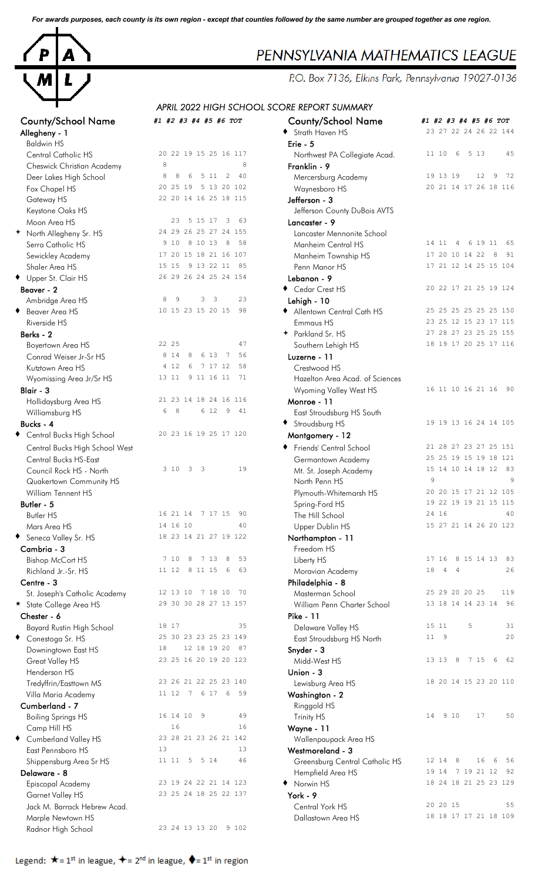*For awards purposes, each county is its own region - except that counties followed by the same number are grouped together as one region.*

# PENNSYLVANIA MATHEMATICS LEAGUE

P.O. Box 7136, Elkins Park, Pennsylvania 19027-0136

## APRIL 2022 HIGH SCHOOL SCORE REPORT SUMMARY

| County/School Name | #1 | #2 | #3 | #4 | #5 | #6 | TOT |
|---|---|---|---|---|---|---|---|
| **Allegheny - 1** | | | | | | | |
| Baldwin HS | | | | | | | |
| Central Catholic HS | 20 | 22 | 19 | 15 | 25 | 16 | 117 |
| Cheswick Christian Academy | 8 | | | | | | 8 |
| Deer Lakes High School | 8 | 8 | 6 | 5 | 11 | 2 | 40 |
| Fox Chapel HS | 20 | 25 | 19 | 5 | 13 | 20 | 102 |
| Gateway HS | 22 | 20 | 14 | 16 | 25 | 18 | 115 |
| Keystone Oaks HS | | | | | | | |
| Moon Area HS | | 23 | 5 | 15 | 17 | 3 | 63 |
| ✦ North Allegheny Sr. HS | 24 | 29 | 26 | 25 | 27 | 24 | 155 |
| Serra Catholic HS | 9 | 10 | 8 | 10 | 13 | 8 | 58 |
| Sewickley Academy | 17 | 20 | 15 | 18 | 21 | 16 | 107 |
| Shaler Area HS | 15 | 15 | 9 | 13 | 22 | 11 | 85 |
| ♦ Upper St. Clair HS | 26 | 29 | 26 | 24 | 25 | 24 | 154 |
| **Beaver - 2** | | | | | | | |
| Ambridge Area HS | 8 | 9 | | 3 | 3 | | 23 |
| ♦ Beaver Area HS | 10 | 15 | 23 | 15 | 20 | 15 | 98 |
| Riverside HS | | | | | | | |
| **Berks - 2** | | | | | | | |
| Boyertown Area HS | 22 | 25 | | | | | 47 |
| Conrad Weiser Jr-Sr HS | 8 | 14 | 8 | 6 | 13 | 7 | 56 |
| Kutztown Area HS | 4 | 12 | 6 | 7 | 17 | 12 | 58 |
| Wyomissing Area Jr/Sr HS | 13 | 11 | 9 | 11 | 16 | 11 | 71 |
| **Blair - 3** | | | | | | | |
| Hollidaysburg Area HS | 21 | 23 | 14 | 18 | 24 | 16 | 116 |
| Williamsburg HS | 6 | 8 | | 6 | 12 | 9 | 41 |
| **Bucks - 4** | | | | | | | |
| ♦ Central Bucks High School | 20 | 23 | 16 | 19 | 25 | 17 | 120 |
| Central Bucks High School West | | | | | | | |
| Central Bucks HS-East | | | | | | | |
| Council Rock HS - North | 3 | 10 | 3 | 3 | | | 19 |
| Quakertown Community HS | | | | | | | |
| William Tennent HS | | | | | | | |
| **Butler - 5** | | | | | | | |
| Butler HS | 16 | 21 | 14 | 7 | 17 | 15 | 90 |
| Mars Area HS | 14 | 16 | 10 | | | | 40 |
| ♦ Seneca Valley Sr. HS | 18 | 23 | 14 | 21 | 27 | 19 | 122 |
| **Cambria - 3** | | | | | | | |
| Bishop McCort HS | 7 | 10 | 8 | 7 | 13 | 8 | 53 |
| Richland Jr.-Sr. HS | 11 | 12 | 8 | 11 | 15 | 6 | 63 |
| **Centre - 3** | | | | | | | |
| St. Joseph's Catholic Academy | 12 | 13 | 10 | 7 | 18 | 10 | 70 |
| ★ State College Area HS | 29 | 30 | 30 | 28 | 27 | 13 | 157 |
| **Chester - 6** | | | | | | | |
| Bayard Rustin High School | 18 | 17 | | | | | 35 |
| ♦ Conestoga Sr. HS | 25 | 30 | 23 | 23 | 25 | 23 | 149 |
| Downingtown East HS | 18 | | 12 | 18 | 19 | 20 | 87 |
| Great Valley HS | 23 | 25 | 16 | 20 | 19 | 20 | 123 |
| Henderson HS | | | | | | | |
| Tredyffrin/Easttown MS | 23 | 26 | 21 | 22 | 25 | 23 | 140 |
| Villa Maria Academy | 11 | 12 | 7 | 6 | 17 | 6 | 59 |
| **Cumberland - 7** | | | | | | | |
| Boiling Springs HS | 16 | 14 | 10 | 9 | | | 49 |
| Camp Hill HS | | 16 | | | | | 16 |
| ♦ Cumberland Valley HS | 23 | 28 | 21 | 23 | 26 | 21 | 142 |
| East Pennsboro HS | 13 | | | | | | 13 |
| Shippensburg Area Sr HS | 11 | 11 | 5 | 5 | 14 | | 46 |
| **Delaware - 8** | | | | | | | |
| Episcopal Academy | 23 | 19 | 24 | 22 | 21 | 14 | 123 |
| Garnet Valley HS | 23 | 25 | 24 | 18 | 25 | 22 | 137 |
| Jack M. Barrack Hebrew Acad. | | | | | | | |
| Marple Newtown HS | | | | | | | |
| Radnor High School | 23 | 24 | 13 | 13 | 20 | 9 | 102 |
| ♦ Strath Haven HS | 23 | 27 | 22 | 24 | 26 | 22 | 144 |
| **Erie - 5** | | | | | | | |
| Northwest PA Collegiate Acad. | 11 | 10 | 6 | 5 | 13 | | 45 |
| **Franklin - 9** | | | | | | | |
| Mercersburg Academy | 19 | 13 | 19 | | 12 | 9 | 72 |
| Waynesboro HS | 20 | 21 | 14 | 17 | 26 | 18 | 116 |
| **Jefferson - 3** | | | | | | | |
| Jefferson County DuBois AVTS | | | | | | | |
| **Lancaster - 9** | | | | | | | |
| Lancaster Mennonite School | | | | | | | |
| Manheim Central HS | 14 | 11 | 4 | 6 | 19 | 11 | 65 |
| Manheim Township HS | 17 | 20 | 10 | 14 | 22 | 8 | 91 |
| Penn Manor HS | 17 | 21 | 12 | 14 | 25 | 15 | 104 |
| **Lebanon - 9** | | | | | | | |
| ♦ Cedar Crest HS | 20 | 22 | 17 | 21 | 25 | 19 | 124 |
| **Lehigh - 10** | | | | | | | |
| ♦ Allentown Central Cath HS | 25 | 25 | 25 | 25 | 25 | 25 | 150 |
| Emmaus HS | 23 | 25 | 12 | 15 | 23 | 17 | 115 |
| ✦ Parkland Sr. HS | 27 | 28 | 27 | 23 | 25 | 25 | 155 |
| Southern Lehigh HS | 18 | 19 | 17 | 20 | 25 | 17 | 116 |
| **Luzerne - 11** | | | | | | | |
| Crestwood HS | | | | | | | |
| Hazelton Area Acad. of Sciences | | | | | | | |
| Wyoming Valley West HS | 16 | 11 | 10 | 16 | 21 | 16 | 90 |
| **Monroe - 11** | | | | | | | |
| East Stroudsburg HS South | | | | | | | |
| ♦ Stroudsburg HS | 19 | 19 | 13 | 16 | 24 | 14 | 105 |
| **Montgomery - 12** | | | | | | | |
| ♦ Friends' Central School | 21 | 28 | 27 | 23 | 27 | 25 | 151 |
| Germantown Academy | 25 | 25 | 19 | 15 | 19 | 18 | 121 |
| Mt. St. Joseph Academy | 15 | 14 | 10 | 14 | 18 | 12 | 83 |
| North Penn HS | 9 | | | | | | 9 |
| Plymouth-Whitemarsh HS | 20 | 20 | 15 | 17 | 21 | 12 | 105 |
| Spring-Ford HS | 19 | 22 | 19 | 19 | 21 | 15 | 115 |
| The Hill School | 24 | 16 | | | | | 40 |
| Upper Dublin HS | 15 | 27 | 21 | 14 | 26 | 20 | 123 |
| **Northampton - 11** | | | | | | | |
| Freedom HS | | | | | | | |
| Liberty HS | 17 | 16 | 8 | 15 | 14 | 13 | 83 |
| Moravian Academy | 18 | 4 | 4 | | | | 26 |
| **Philadelphia - 8** | | | | | | | |
| Masterman School | 25 | 29 | 20 | 20 | 25 | | 119 |
| William Penn Charter School | 13 | 18 | 14 | 14 | 23 | 14 | 96 |
| **Pike - 11** | | | | | | | |
| Delaware Valley HS | 15 | 11 | | 5 | | | 31 |
| East Stroudsburg HS North | 11 | 9 | | | | | 20 |
| **Snyder - 3** | | | | | | | |
| Midd-West HS | 13 | 13 | 8 | 7 | 15 | 6 | 62 |
| **Union - 3** | | | | | | | |
| Lewisburg Area HS | 18 | 20 | 14 | 15 | 23 | 20 | 110 |
| **Washington - 2** | | | | | | | |
| Ringgold HS | | | | | | | |
| Trinity HS | 14 | 9 | 10 | | 17 | | 50 |
| **Wayne - 11** | | | | | | | |
| Wallenpaupack Area HS | | | | | | | |
| **Westmoreland - 3** | | | | | | | |
| Greensburg Central Catholic HS | 12 | 14 | 8 | | 16 | 6 | 56 |
| Hempfield Area HS | 19 | 14 | 7 | 19 | 21 | 12 | 92 |
| ♦ Norwin HS | 18 | 24 | 18 | 21 | 25 | 23 | 129 |
| **York - 9** | | | | | | | |
| Central York HS | 20 | 20 | 15 | | | | 55 |
| Dallastown Area HS | 18 | 18 | 17 | 17 | 21 | 18 | 109 |

Legend: ★ = 1st in league, ✦ = 2nd in league, ♦ = 1st in region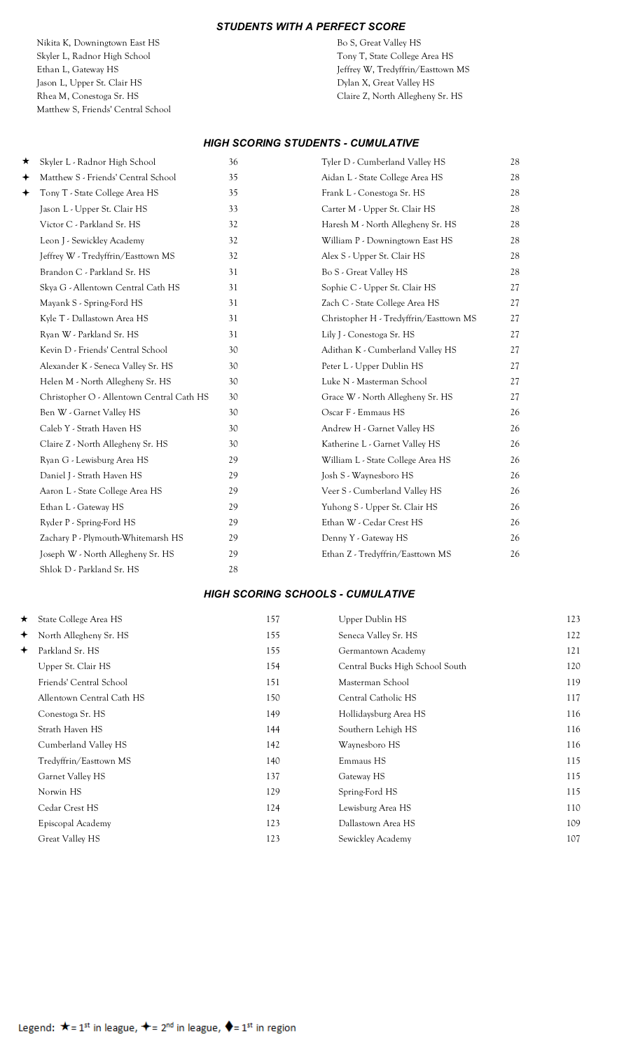## *STUDENTS WITH A PERFECT SCORE*

Nikita K, Downingtown East HS
Skyler L, Radnor High School
Ethan L, Gateway HS
Jason L, Upper St. Clair HS
Rhea M, Conestoga Sr. HS
Matthew S, Friends' Central School
Bo S, Great Valley HS
Tony T, State College Area HS
Jeffrey W, Tredyffrin/Easttown MS
Dylan X, Great Valley HS
Claire Z, North Allegheny Sr. HS

## *HIGH SCORING STUDENTS - CUMULATIVE*

| | | | | |
|---|---|---|---|---|
| ★ | Skyler L - Radnor High School | 36 | Tyler D - Cumberland Valley HS | 28 |
| ✦ | Matthew S - Friends' Central School | 35 | Aidan L - State College Area HS | 28 |
| ✦ | Tony T - State College Area HS | 35 | Frank L - Conestoga Sr. HS | 28 |
| | Jason L - Upper St. Clair HS | 33 | Carter M - Upper St. Clair HS | 28 |
| | Victor C - Parkland Sr. HS | 32 | Haresh M - North Allegheny Sr. HS | 28 |
| | Leon J - Sewickley Academy | 32 | William P - Downingtown East HS | 28 |
| | Jeffrey W - Tredyffrin/Easttown MS | 32 | Alex S - Upper St. Clair HS | 28 |
| | Brandon C - Parkland Sr. HS | 31 | Bo S - Great Valley HS | 28 |
| | Skya G - Allentown Central Cath HS | 31 | Sophie C - Upper St. Clair HS | 27 |
| | Mayank S - Spring-Ford HS | 31 | Zach C - State College Area HS | 27 |
| | Kyle T - Dallastown Area HS | 31 | Christopher H - Tredyffrin/Easttown MS | 27 |
| | Ryan W - Parkland Sr. HS | 31 | Lily J - Conestoga Sr. HS | 27 |
| | Kevin D - Friends' Central School | 30 | Adithan K - Cumberland Valley HS | 27 |
| | Alexander K - Seneca Valley Sr. HS | 30 | Peter L - Upper Dublin HS | 27 |
| | Helen M - North Allegheny Sr. HS | 30 | Luke N - Masterman School | 27 |
| | Christopher O - Allentown Central Cath HS | 30 | Grace W - North Allegheny Sr. HS | 27 |
| | Ben W - Garnet Valley HS | 30 | Oscar F - Emmaus HS | 26 |
| | Caleb Y - Strath Haven HS | 30 | Andrew H - Garnet Valley HS | 26 |
| | Claire Z - North Allegheny Sr. HS | 30 | Katherine L - Garnet Valley HS | 26 |
| | Ryan G - Lewisburg Area HS | 29 | William L - State College Area HS | 26 |
| | Daniel J - Strath Haven HS | 29 | Josh S - Waynesboro HS | 26 |
| | Aaron L - State College Area HS | 29 | Veer S - Cumberland Valley HS | 26 |
| | Ethan L - Gateway HS | 29 | Yuhong S - Upper St. Clair HS | 26 |
| | Ryder P - Spring-Ford HS | 29 | Ethan W - Cedar Crest HS | 26 |
| | Zachary P - Plymouth-Whitemarsh HS | 29 | Denny Y - Gateway HS | 26 |
| | Joseph W - North Allegheny Sr. HS | 29 | Ethan Z - Tredyffrin/Easttown MS | 26 |
| | Shlok D - Parkland Sr. HS | 28 | | |

## *HIGH SCORING SCHOOLS - CUMULATIVE*

| | | | | |
|---|---|---|---|---|
| ★ | State College Area HS | 157 | Upper Dublin HS | 123 |
| ✦ | North Allegheny Sr. HS | 155 | Seneca Valley Sr. HS | 122 |
| ✦ | Parkland Sr. HS | 155 | Germantown Academy | 121 |
| | Upper St. Clair HS | 154 | Central Bucks High School South | 120 |
| | Friends' Central School | 151 | Masterman School | 119 |
| | Allentown Central Cath HS | 150 | Central Catholic HS | 117 |
| | Conestoga Sr. HS | 149 | Hollidaysburg Area HS | 116 |
| | Strath Haven HS | 144 | Southern Lehigh HS | 116 |
| | Cumberland Valley HS | 142 | Waynesboro HS | 116 |
| | Tredyffrin/Easttown MS | 140 | Emmaus HS | 115 |
| | Garnet Valley HS | 137 | Gateway HS | 115 |
| | Norwin HS | 129 | Spring-Ford HS | 115 |
| | Cedar Crest HS | 124 | Lewisburg Area HS | 110 |
| | Episcopal Academy | 123 | Dallastown Area HS | 109 |
| | Great Valley HS | 123 | Sewickley Academy | 107 |

Legend: ★ = 1st in league, ✦ = 2nd in league, ◆ = 1st in region